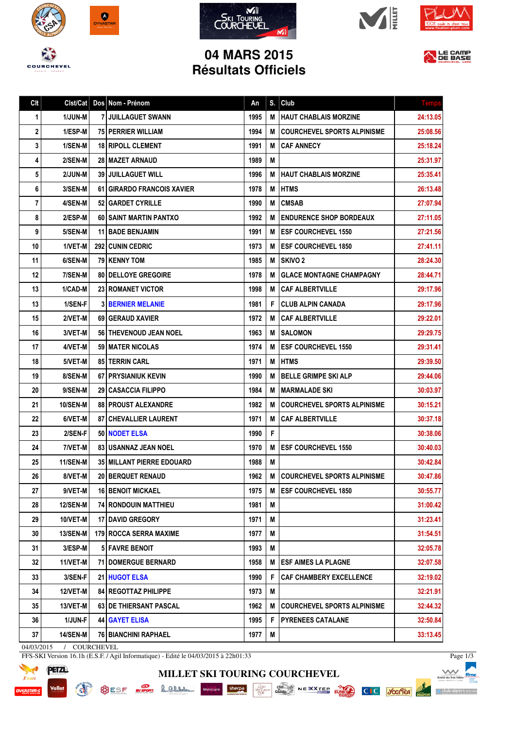# 04 MARS 2015
# Résultats Officiels

| Clt | Clst/Cat | Dos | Nom - Prénom | An | S. | Club | Temps |
|---|---|---|---|---|---|---|---|
| 1 | 1/JUN-M | 7 | JUILLAGUET SWANN | 1995 | M | HAUT CHABLAIS MORZINE | 24:13.05 |
| 2 | 1/ESP-M | 75 | PERRIER WILLIAM | 1994 | M | COURCHEVEL SPORTS ALPINISME | 25:08.56 |
| 3 | 1/SEN-M | 18 | RIPOLL CLEMENT | 1991 | M | CAF ANNECY | 25:18.24 |
| 4 | 2/SEN-M | 28 | MAZET ARNAUD | 1989 | M | | 25:31.97 |
| 5 | 2/JUN-M | 39 | JUILLAGUET WILL | 1996 | M | HAUT CHABLAIS MORZINE | 25:35.41 |
| 6 | 3/SEN-M | 61 | GIRARDO FRANCOIS XAVIER | 1978 | M | HTMS | 26:13.48 |
| 7 | 4/SEN-M | 52 | GARDET CYRILLE | 1990 | M | CMSAB | 27:07.94 |
| 8 | 2/ESP-M | 60 | SAINT MARTIN PANTXO | 1992 | M | ENDURENCE SHOP BORDEAUX | 27:11.05 |
| 9 | 5/SEN-M | 11 | BADE BENJAMIN | 1991 | M | ESF COURCHEVEL 1550 | 27:21.56 |
| 10 | 1/VET-M | 292 | CUNIN CEDRIC | 1973 | M | ESF COURCHEVEL 1850 | 27:41.11 |
| 11 | 6/SEN-M | 79 | KENNY TOM | 1985 | M | SKIVO 2 | 28:24.30 |
| 12 | 7/SEN-M | 80 | DELLOYE GREGOIRE | 1978 | M | GLACE MONTAGNE CHAMPAGNY | 28:44.71 |
| 13 | 1/CAD-M | 23 | ROMANET VICTOR | 1998 | M | CAF ALBERTVILLE | 29:17.96 |
| 13 | 1/SEN-F | 3 | BERNIER MELANIE | 1981 | F | CLUB ALPIN CANADA | 29:17.96 |
| 15 | 2/VET-M | 69 | GERAUD XAVIER | 1972 | M | CAF ALBERTVILLE | 29:22.01 |
| 16 | 3/VET-M | 56 | THEVENOUD JEAN NOEL | 1963 | M | SALOMON | 29:29.75 |
| 17 | 4/VET-M | 59 | MATER NICOLAS | 1974 | M | ESF COURCHEVEL 1550 | 29:31.41 |
| 18 | 5/VET-M | 85 | TERRIN CARL | 1971 | M | HTMS | 29:39.50 |
| 19 | 8/SEN-M | 67 | PRYSIANIUK KEVIN | 1990 | M | BELLE GRIMPE SKI ALP | 29:44.06 |
| 20 | 9/SEN-M | 29 | CASACCIA FILIPPO | 1984 | M | MARMALADE SKI | 30:03.97 |
| 21 | 10/SEN-M | 88 | PROUST ALEXANDRE | 1982 | M | COURCHEVEL SPORTS ALPINISME | 30:15.21 |
| 22 | 6/VET-M | 87 | CHEVALLIER LAURENT | 1971 | M | CAF ALBERTVILLE | 30:37.18 |
| 23 | 2/SEN-F | 50 | NODET ELSA | 1990 | F | | 30:38.06 |
| 24 | 7/VET-M | 83 | USANNAZ JEAN NOEL | 1970 | M | ESF COURCHEVEL 1550 | 30:40.03 |
| 25 | 11/SEN-M | 35 | MILLANT PIERRE EDOUARD | 1988 | M | | 30:42.84 |
| 26 | 8/VET-M | 20 | BERQUET RENAUD | 1962 | M | COURCHEVEL SPORTS ALPINISME | 30:47.86 |
| 27 | 9/VET-M | 16 | BENOIT MICKAEL | 1975 | M | ESF COURCHEVEL 1850 | 30:55.77 |
| 28 | 12/SEN-M | 74 | RONDOUIN MATTHIEU | 1981 | M | | 31:00.42 |
| 29 | 10/VET-M | 17 | DAVID GREGORY | 1971 | M | | 31:23.41 |
| 30 | 13/SEN-M | 179 | ROCCA SERRA MAXIME | 1977 | M | | 31:54.51 |
| 31 | 3/ESP-M | 5 | FAVRE BENOIT | 1993 | M | | 32:05.78 |
| 32 | 11/VET-M | 71 | DOMERGUE BERNARD | 1958 | M | ESF AIMES LA PLAGNE | 32:07.58 |
| 33 | 3/SEN-F | 21 | HUGOT ELSA | 1990 | F | CAF CHAMBERY EXCELLENCE | 32:19.02 |
| 34 | 12/VET-M | 84 | REGOTTAZ PHILIPPE | 1973 | M | | 32:21.91 |
| 35 | 13/VET-M | 63 | DE THIERSANT PASCAL | 1962 | M | COURCHEVEL SPORTS ALPINISME | 32:44.32 |
| 36 | 1/JUN-F | 44 | GAYET ELISA | 1995 | F | PYRENEES CATALANE | 32:50.84 |
| 37 | 14/SEN-M | 76 | BIANCHINI RAPHAEL | 1977 | M | | 33:13.45 |

04/03/2015 / COURCHEVEL
FFS-SKI Version 16.1h (E.S.F. / Agil Informatique) - Edité le 04/03/2015 à 22h01:33

MILLET SKI TOURING COURCHEVEL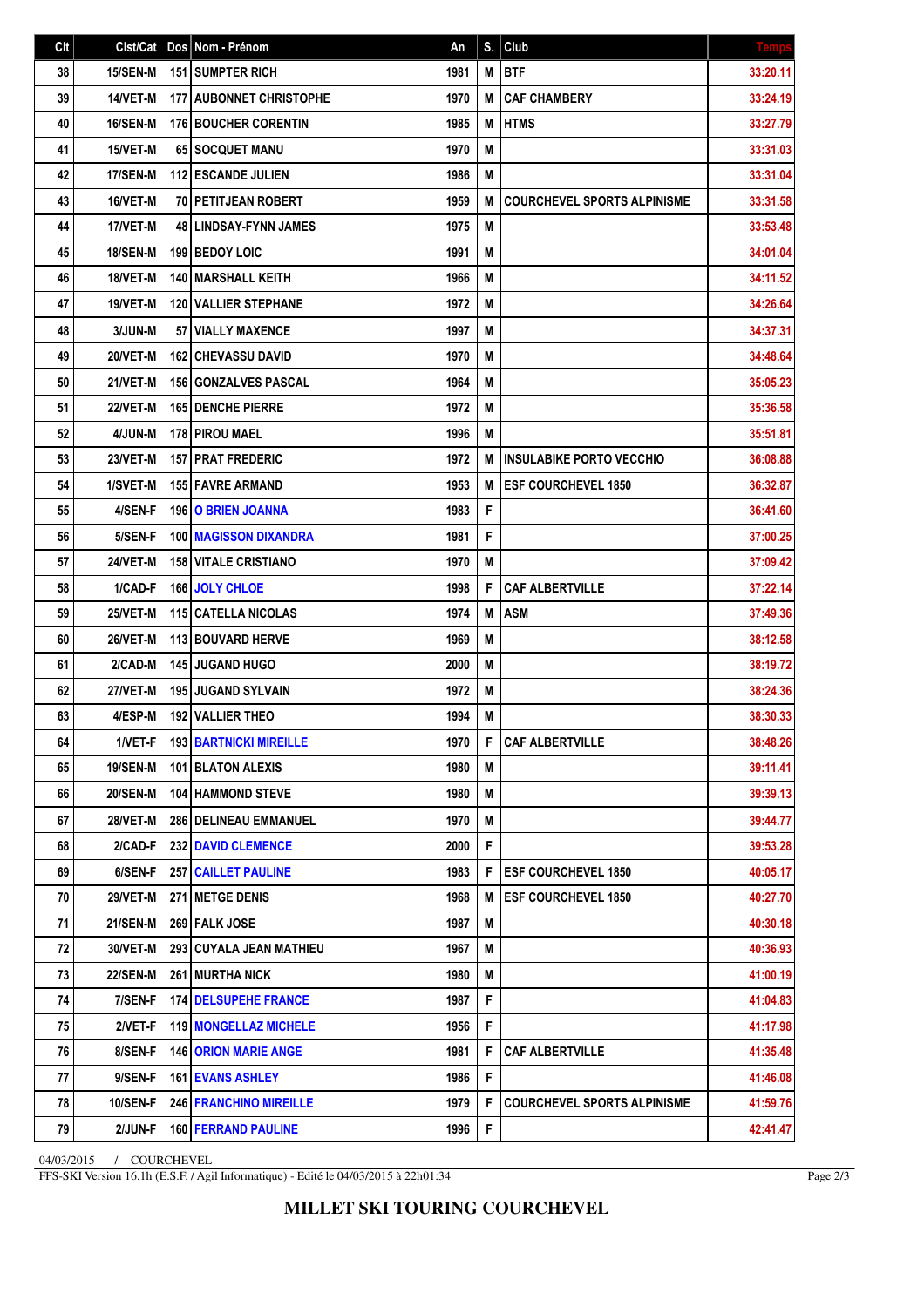| Clt | Clst/Cat | Dos | Nom - Prénom | An | S. | Club | Temps |
|---|---|---|---|---|---|---|---|
| 38 | 15/SEN-M | 151 | SUMPTER RICH | 1981 | M | BTF | 33:20.11 |
| 39 | 14/VET-M | 177 | AUBONNET CHRISTOPHE | 1970 | M | CAF CHAMBERY | 33:24.19 |
| 40 | 16/SEN-M | 176 | BOUCHER CORENTIN | 1985 | M | HTMS | 33:27.79 |
| 41 | 15/VET-M | 65 | SOCQUET MANU | 1970 | M | | 33:31.03 |
| 42 | 17/SEN-M | 112 | ESCANDE JULIEN | 1986 | M | | 33:31.04 |
| 43 | 16/VET-M | 70 | PETITJEAN ROBERT | 1959 | M | COURCHEVEL SPORTS ALPINISME | 33:31.58 |
| 44 | 17/VET-M | 48 | LINDSAY-FYNN JAMES | 1975 | M | | 33:53.48 |
| 45 | 18/SEN-M | 199 | BEDOY LOIC | 1991 | M | | 34:01.04 |
| 46 | 18/VET-M | 140 | MARSHALL KEITH | 1966 | M | | 34:11.52 |
| 47 | 19/VET-M | 120 | VALLIER STEPHANE | 1972 | M | | 34:26.64 |
| 48 | 3/JUN-M | 57 | VIALLY MAXENCE | 1997 | M | | 34:37.31 |
| 49 | 20/VET-M | 162 | CHEVASSU DAVID | 1970 | M | | 34:48.64 |
| 50 | 21/VET-M | 156 | GONZALVES PASCAL | 1964 | M | | 35:05.23 |
| 51 | 22/VET-M | 165 | DENCHE PIERRE | 1972 | M | | 35:36.58 |
| 52 | 4/JUN-M | 178 | PIROU MAEL | 1996 | M | | 35:51.81 |
| 53 | 23/VET-M | 157 | PRAT FREDERIC | 1972 | M | INSULABIKE PORTO VECCHIO | 36:08.88 |
| 54 | 1/SVET-M | 155 | FAVRE ARMAND | 1953 | M | ESF COURCHEVEL 1850 | 36:32.87 |
| 55 | 4/SEN-F | 196 | O BRIEN JOANNA | 1983 | F | | 36:41.60 |
| 56 | 5/SEN-F | 100 | MAGISSON DIXANDRA | 1981 | F | | 37:00.25 |
| 57 | 24/VET-M | 158 | VITALE CRISTIANO | 1970 | M | | 37:09.42 |
| 58 | 1/CAD-F | 166 | JOLY CHLOE | 1998 | F | CAF ALBERTVILLE | 37:22.14 |
| 59 | 25/VET-M | 115 | CATELLA NICOLAS | 1974 | M | ASM | 37:49.36 |
| 60 | 26/VET-M | 113 | BOUVARD HERVE | 1969 | M | | 38:12.58 |
| 61 | 2/CAD-M | 145 | JUGAND HUGO | 2000 | M | | 38:19.72 |
| 62 | 27/VET-M | 195 | JUGAND SYLVAIN | 1972 | M | | 38:24.36 |
| 63 | 4/ESP-M | 192 | VALLIER THEO | 1994 | M | | 38:30.33 |
| 64 | 1/VET-F | 193 | BARTNICKI MIREILLE | 1970 | F | CAF ALBERTVILLE | 38:48.26 |
| 65 | 19/SEN-M | 101 | BLATON ALEXIS | 1980 | M | | 39:11.41 |
| 66 | 20/SEN-M | 104 | HAMMOND STEVE | 1980 | M | | 39:39.13 |
| 67 | 28/VET-M | 286 | DELINEAU EMMANUEL | 1970 | M | | 39:44.77 |
| 68 | 2/CAD-F | 232 | DAVID CLEMENCE | 2000 | F | | 39:53.28 |
| 69 | 6/SEN-F | 257 | CAILLET PAULINE | 1983 | F | ESF COURCHEVEL 1850 | 40:05.17 |
| 70 | 29/VET-M | 271 | METGE DENIS | 1968 | M | ESF COURCHEVEL 1850 | 40:27.70 |
| 71 | 21/SEN-M | 269 | FALK JOSE | 1987 | M | | 40:30.18 |
| 72 | 30/VET-M | 293 | CUYALA JEAN MATHIEU | 1967 | M | | 40:36.93 |
| 73 | 22/SEN-M | 261 | MURTHA NICK | 1980 | M | | 41:00.19 |
| 74 | 7/SEN-F | 174 | DELSUPEHE FRANCE | 1987 | F | | 41:04.83 |
| 75 | 2/VET-F | 119 | MONGELLAZ MICHELE | 1956 | F | | 41:17.98 |
| 76 | 8/SEN-F | 146 | ORION MARIE ANGE | 1981 | F | CAF ALBERTVILLE | 41:35.48 |
| 77 | 9/SEN-F | 161 | EVANS ASHLEY | 1986 | F | | 41:46.08 |
| 78 | 10/SEN-F | 246 | FRANCHINO MIREILLE | 1979 | F | COURCHEVEL SPORTS ALPINISME | 41:59.76 |
| 79 | 2/JUN-F | 160 | FERRAND PAULINE | 1996 | F | | 42:41.47 |

04/03/2015 / COURCHEVEL

FFS-SKI Version 16.1h (E.S.F. / Agil Informatique) - Edité le 04/03/2015 à 22h01:34

**MILLET SKI TOURING COURCHEVEL**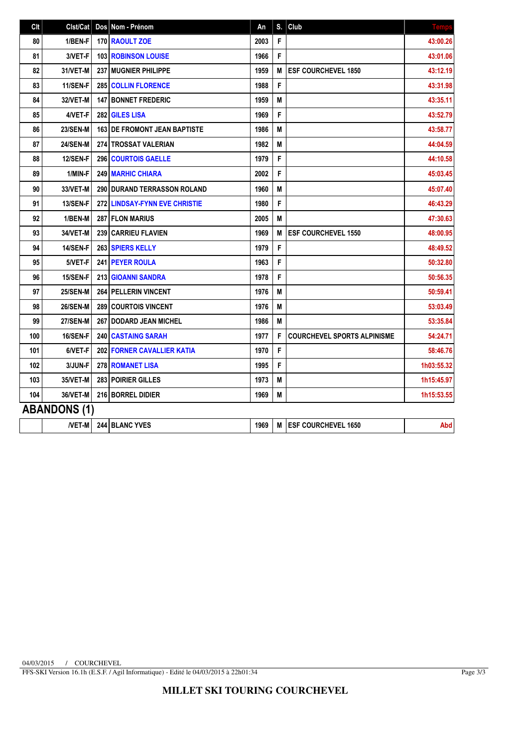| Clt | Clst/Cat | Dos | Nom - Prénom | An | S. | Club | Temps |
|---|---|---|---|---|---|---|---|
| 80 | 1/BEN-F | 170 | RAOULT ZOE | 2003 | F | | 43:00.26 |
| 81 | 3/VET-F | 103 | ROBINSON LOUISE | 1966 | F | | 43:01.06 |
| 82 | 31/VET-M | 237 | MUGNIER PHILIPPE | 1959 | M | ESF COURCHEVEL 1850 | 43:12.19 |
| 83 | 11/SEN-F | 285 | COLLIN FLORENCE | 1988 | F | | 43:31.98 |
| 84 | 32/VET-M | 147 | BONNET FREDERIC | 1959 | M | | 43:35.11 |
| 85 | 4/VET-F | 282 | GILES LISA | 1969 | F | | 43:52.79 |
| 86 | 23/SEN-M | 163 | DE FROMONT JEAN BAPTISTE | 1986 | M | | 43:58.77 |
| 87 | 24/SEN-M | 274 | TROSSAT VALERIAN | 1982 | M | | 44:04.59 |
| 88 | 12/SEN-F | 296 | COURTOIS GAELLE | 1979 | F | | 44:10.58 |
| 89 | 1/MIN-F | 249 | MARHIC CHIARA | 2002 | F | | 45:03.45 |
| 90 | 33/VET-M | 290 | DURAND TERRASSON ROLAND | 1960 | M | | 45:07.40 |
| 91 | 13/SEN-F | 272 | LINDSAY-FYNN EVE CHRISTIE | 1980 | F | | 46:43.29 |
| 92 | 1/BEN-M | 287 | FLON MARIUS | 2005 | M | | 47:30.63 |
| 93 | 34/VET-M | 239 | CARRIEU FLAVIEN | 1969 | M | ESF COURCHEVEL 1550 | 48:00.95 |
| 94 | 14/SEN-F | 263 | SPIERS KELLY | 1979 | F | | 48:49.52 |
| 95 | 5/VET-F | 241 | PEYER ROULA | 1963 | F | | 50:32.80 |
| 96 | 15/SEN-F | 213 | GIOANNI SANDRA | 1978 | F | | 50:56.35 |
| 97 | 25/SEN-M | 264 | PELLERIN VINCENT | 1976 | M | | 50:59.41 |
| 98 | 26/SEN-M | 289 | COURTOIS VINCENT | 1976 | M | | 53:03.49 |
| 99 | 27/SEN-M | 267 | DODARD JEAN MICHEL | 1986 | M | | 53:35.84 |
| 100 | 16/SEN-F | 240 | CASTAING SARAH | 1977 | F | COURCHEVEL SPORTS ALPINISME | 54:24.71 |
| 101 | 6/VET-F | 202 | FORNER CAVALLIER KATIA | 1970 | F | | 58:46.76 |
| 102 | 3/JUN-F | 278 | ROMANET LISA | 1995 | F | | 1h03:55.32 |
| 103 | 35/VET-M | 283 | POIRIER GILLES | 1973 | M | | 1h15:45.97 |
| 104 | 36/VET-M | 216 | BORREL DIDIER | 1969 | M | | 1h15:53.55 |

## ABANDONS (1)

| | | | | | | | |
|---|---|---|---|---|---|---|---|
| | /VET-M | 244 | BLANC YVES | 1969 | M | ESF COURCHEVEL 1650 | Abd |

04/03/2015 / COURCHEVEL

FFS-SKI Version 16.1h (E.S.F. / Agil Informatique) - Edité le 04/03/2015 à 22h01:34

MILLET SKI TOURING COURCHEVEL